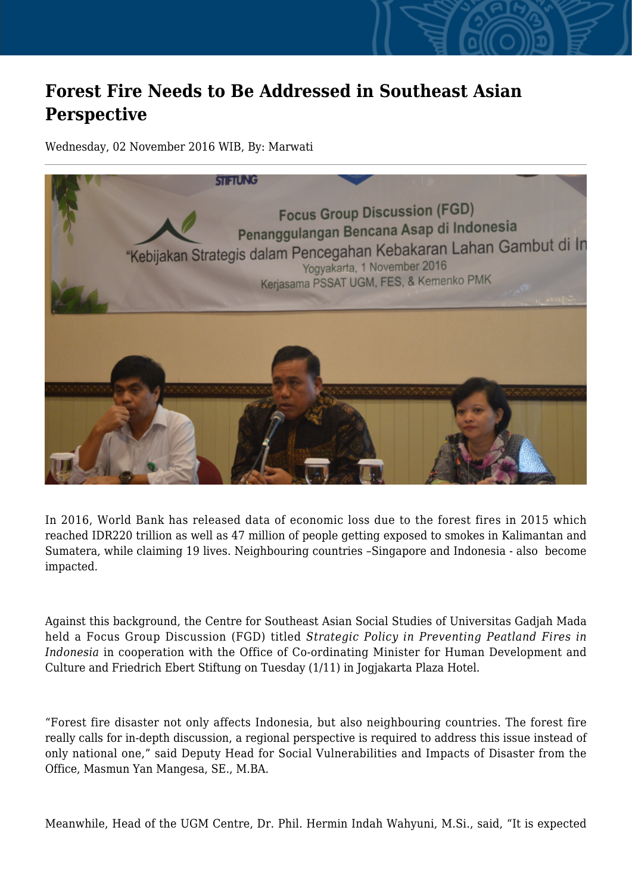# Forest Fire Needs to Be Addressed in Southeast Asian Perspective

Wednesday, 02 November 2016 WIB, By: Marwati

In 2016, World Bank has released data of economic loss due to the forest fires in 2015 which reached IDR220 trillion as well as 47 million of people getting exposed to smokes in Kalimantan and Sumatera, while claiming 19 lives. Neighbouring countries –Singapore and Indonesia - also become impacted.

Against this background, the Centre for Southeast Asian Social Studies of Universitas Gadjah Mada held a Focus Group Discussion (FGD) titled *Strategic Policy in Preventing Peatland Fires in Indonesia* in cooperation with the Office of Co-ordinating Minister for Human Development and Culture and Friedrich Ebert Stiftung on Tuesday (1/11) in Jogjakarta Plaza Hotel.

"Forest fire disaster not only affects Indonesia, but also neighbouring countries. The forest fire really calls for in-depth discussion, a regional perspective is required to address this issue instead of only national one," said Deputy Head for Social Vulnerabilities and Impacts of Disaster from the Office, Masmun Yan Mangesa, SE., M.BA.

Meanwhile, Head of the UGM Centre, Dr. Phil. Hermin Indah Wahyuni, M.Si., said, "It is expected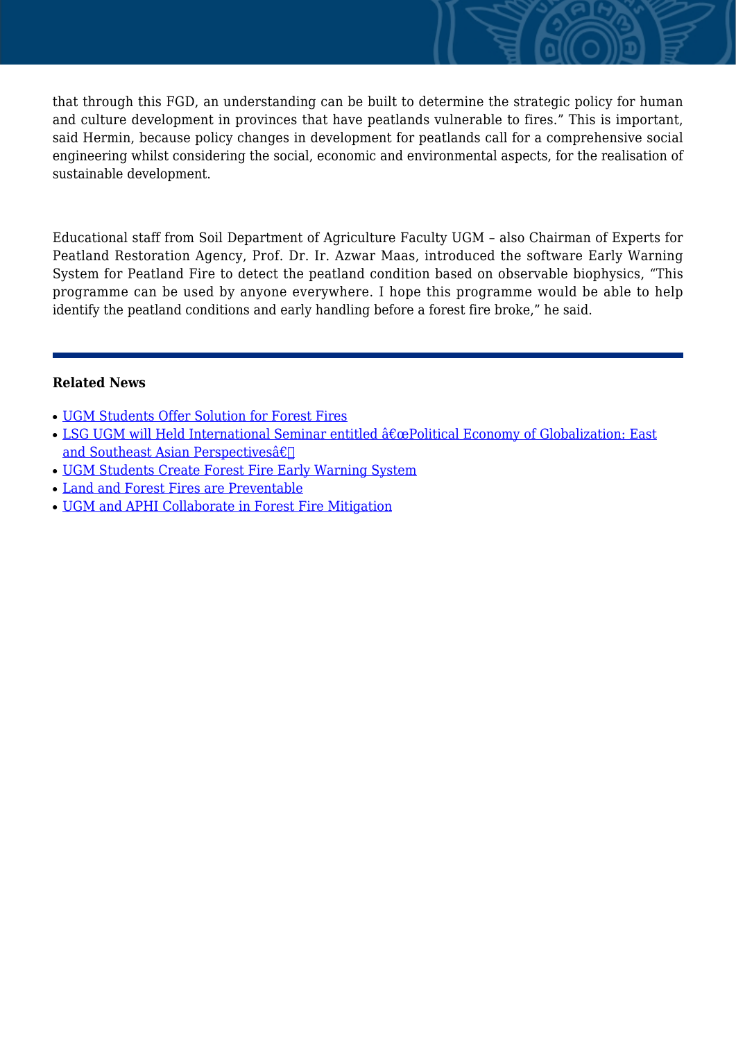that through this FGD, an understanding can be built to determine the strategic policy for human and culture development in provinces that have peatlands vulnerable to fires." This is important, said Hermin, because policy changes in development for peatlands call for a comprehensive social engineering whilst considering the social, economic and environmental aspects, for the realisation of sustainable development.

Educational staff from Soil Department of Agriculture Faculty UGM – also Chairman of Experts for Peatland Restoration Agency, Prof. Dr. Ir. Azwar Maas, introduced the software Early Warning System for Peatland Fire to detect the peatland condition based on observable biophysics, "This programme can be used by anyone everywhere. I hope this programme would be able to help identify the peatland conditions and early handling before a forest fire broke," he said.

---

**Related News**

- UGM Students Offer Solution for Forest Fires
- LSG UGM will Held International Seminar entitled â€œPolitical Economy of Globalization: East and Southeast Asian Perspectivesâ€
- UGM Students Create Forest Fire Early Warning System
- Land and Forest Fires are Preventable
- UGM and APHI Collaborate in Forest Fire Mitigation